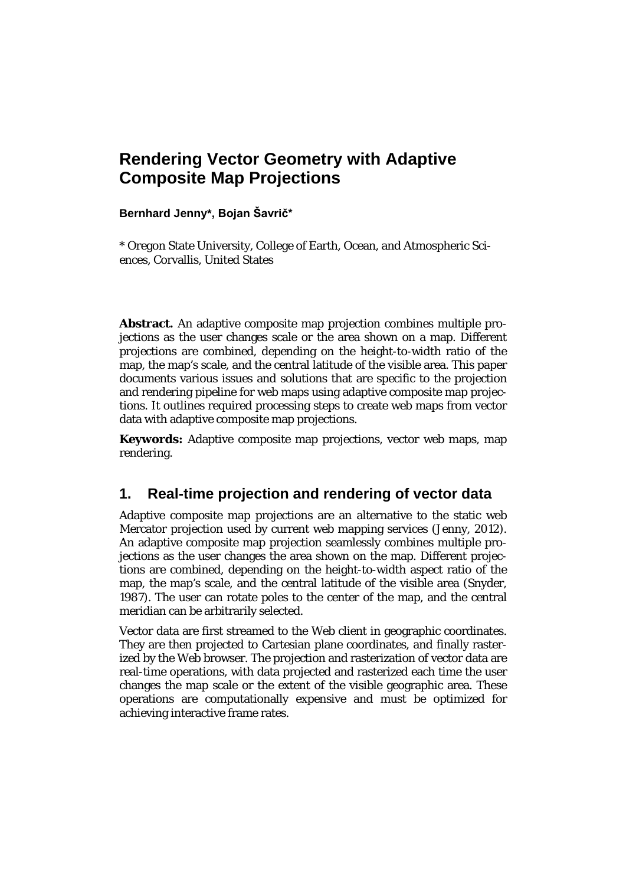# Rendering Vector Geometry with Adaptive Composite Map Projections

**Bernhard Jenny*, Bojan Šavrič***

* Oregon State University, College of Earth, Ocean, and Atmospheric Sciences, Corvallis, United States

**Abstract.** An adaptive composite map projection combines multiple projections as the user changes scale or the area shown on a map. Different projections are combined, depending on the height-to-width ratio of the map, the map's scale, and the central latitude of the visible area. This paper documents various issues and solutions that are specific to the projection and rendering pipeline for web maps using adaptive composite map projections. It outlines required processing steps to create web maps from vector data with adaptive composite map projections.

**Keywords:** Adaptive composite map projections, vector web maps, map rendering.

## 1. Real-time projection and rendering of vector data

Adaptive composite map projections are an alternative to the static web Mercator projection used by current web mapping services (Jenny, 2012). An adaptive composite map projection seamlessly combines multiple projections as the user changes the area shown on the map. Different projections are combined, depending on the height-to-width aspect ratio of the map, the map's scale, and the central latitude of the visible area (Snyder, 1987). The user can rotate poles to the center of the map, and the central meridian can be arbitrarily selected.

Vector data are first streamed to the Web client in geographic coordinates. They are then projected to Cartesian plane coordinates, and finally rasterized by the Web browser. The projection and rasterization of vector data are real-time operations, with data projected and rasterized each time the user changes the map scale or the extent of the visible geographic area. These operations are computationally expensive and must be optimized for achieving interactive frame rates.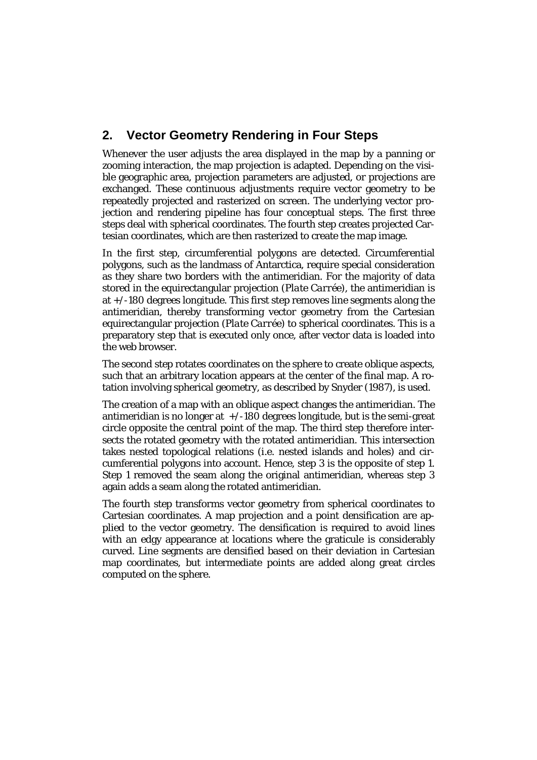## 2. Vector Geometry Rendering in Four Steps

Whenever the user adjusts the area displayed in the map by a panning or zooming interaction, the map projection is adapted. Depending on the visible geographic area, projection parameters are adjusted, or projections are exchanged. These continuous adjustments require vector geometry to be repeatedly projected and rasterized on screen. The underlying vector projection and rendering pipeline has four conceptual steps. The first three steps deal with spherical coordinates. The fourth step creates projected Cartesian coordinates, which are then rasterized to create the map image.

In the first step, circumferential polygons are detected. Circumferential polygons, such as the landmass of Antarctica, require special consideration as they share two borders with the antimeridian. For the majority of data stored in the equirectangular projection (*Plate Carrée*), the antimeridian is at +/-180 degrees longitude. This first step removes line segments along the antimeridian, thereby transforming vector geometry from the Cartesian equirectangular projection (*Plate Carrée*) to spherical coordinates. This is a preparatory step that is executed only once, after vector data is loaded into the web browser.

The second step rotates coordinates on the sphere to create oblique aspects, such that an arbitrary location appears at the center of the final map. A rotation involving spherical geometry, as described by Snyder (1987), is used.

The creation of a map with an oblique aspect changes the antimeridian. The antimeridian is no longer at +/-180 degrees longitude, but is the semi-great circle opposite the central point of the map. The third step therefore intersects the rotated geometry with the rotated antimeridian. This intersection takes nested topological relations (i.e. nested islands and holes) and circumferential polygons into account. Hence, step 3 is the opposite of step 1. Step 1 removed the seam along the original antimeridian, whereas step 3 again adds a seam along the rotated antimeridian.

The fourth step transforms vector geometry from spherical coordinates to Cartesian coordinates. A map projection and a point densification are applied to the vector geometry. The densification is required to avoid lines with an edgy appearance at locations where the graticule is considerably curved. Line segments are densified based on their deviation in Cartesian map coordinates, but intermediate points are added along great circles computed on the sphere.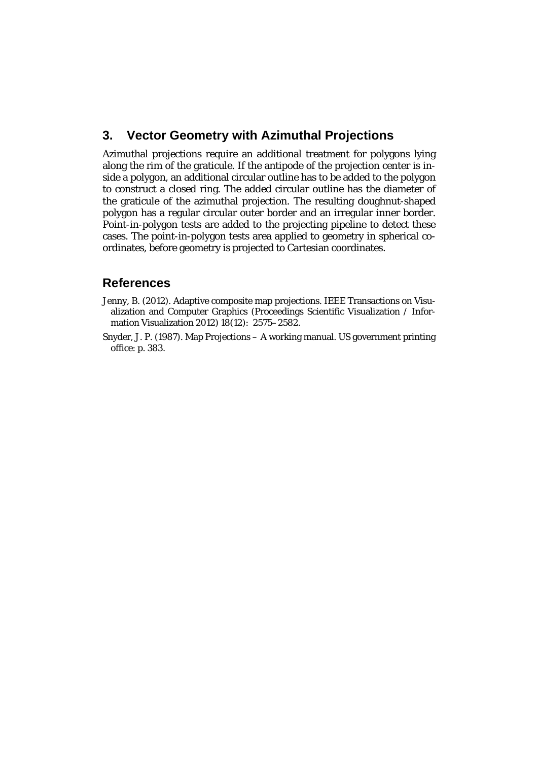## 3. Vector Geometry with Azimuthal Projections

Azimuthal projections require an additional treatment for polygons lying along the rim of the graticule. If the antipode of the projection center is inside a polygon, an additional circular outline has to be added to the polygon to construct a closed ring. The added circular outline has the diameter of the graticule of the azimuthal projection. The resulting doughnut-shaped polygon has a regular circular outer border and an irregular inner border. Point-in-polygon tests are added to the projecting pipeline to detect these cases. The point-in-polygon tests area applied to geometry in spherical coordinates, before geometry is projected to Cartesian coordinates.

## References

Jenny, B. (2012). Adaptive composite map projections. IEEE Transactions on Visualization and Computer Graphics (Proceedings Scientific Visualization / Information Visualization 2012) 18(12): 2575–2582.

Snyder, J. P. (1987). Map Projections – A working manual. US government printing office: p. 383.